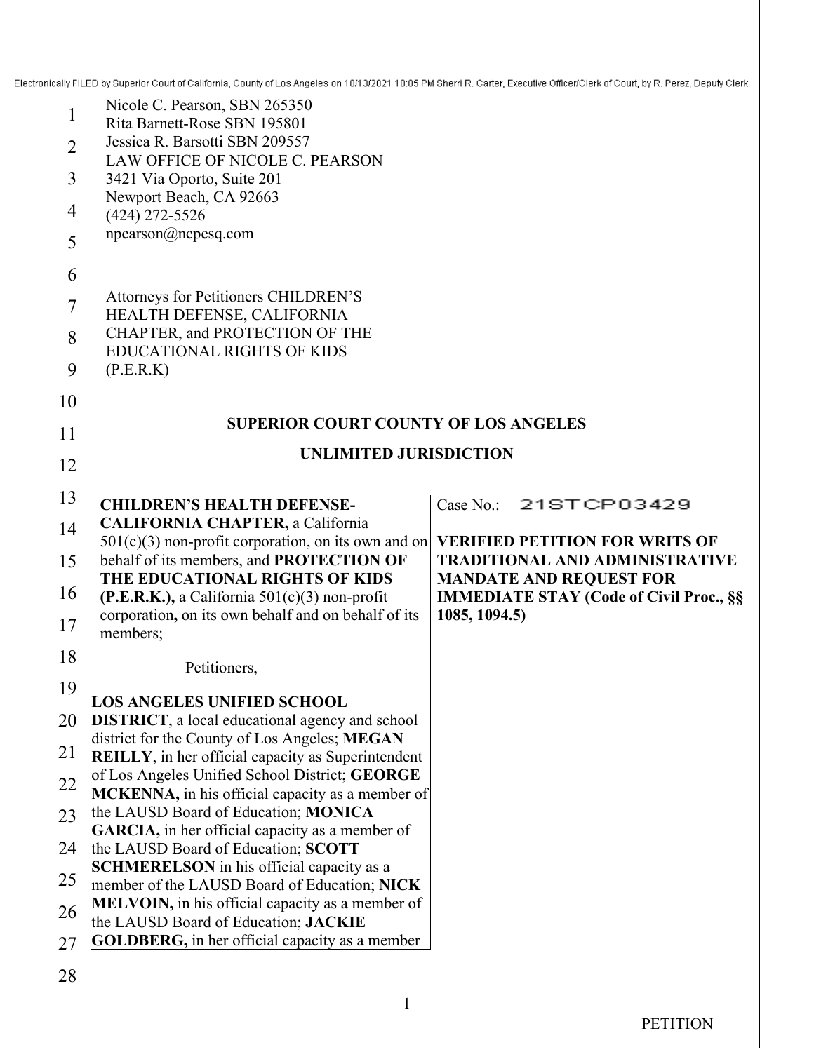Electronically FILED by Superior Court of California, County of Los Angeles on 10/13/2021 10:05 PM Sherri R. Carter, Executive Officer/Clerk of Court, by R. Perez, Deputy Clerk

Nicole C. Pearson, SBN 265350
Rita Barnett-Rose SBN 195801
Jessica R. Barsotti SBN 209557
LAW OFFICE OF NICOLE C. PEARSON
3421 Via Oporto, Suite 201
Newport Beach, CA 92663
(424) 272-5526
npearson@ncpesq.com

Attorneys for Petitioners CHILDREN'S HEALTH DEFENSE, CALIFORNIA CHAPTER, and PROTECTION OF THE EDUCATIONAL RIGHTS OF KIDS (P.E.R.K)

**SUPERIOR COURT COUNTY OF LOS ANGELES**

**UNLIMITED JURISDICTION**

| | |
|---|---|
| **CHILDREN'S HEALTH DEFENSE-CALIFORNIA CHAPTER,** a California 501(c)(3) non-profit corporation, on its own and on behalf of its members, and **PROTECTION OF THE EDUCATIONAL RIGHTS OF KIDS (P.E.R.K.),** a California 501(c)(3) non-profit corporation**,** on its own behalf and on behalf of its members;<br><br>Petitioners,<br><br>**LOS ANGELES UNIFIED SCHOOL DISTRICT**, a local educational agency and school district for the County of Los Angeles; **MEGAN REILLY**, in her official capacity as Superintendent of Los Angeles Unified School District; **GEORGE MCKENNA,** in his official capacity as a member of the LAUSD Board of Education; **MONICA GARCIA,** in her official capacity as a member of the LAUSD Board of Education; **SCOTT SCHMERELSON** in his official capacity as a member of the LAUSD Board of Education; **NICK MELVOIN,** in his official capacity as a member of the LAUSD Board of Education; **JACKIE GOLDBERG,** in her official capacity as a member | Case No.: 21STCP03429<br><br>**VERIFIED PETITION FOR WRITS OF TRADITIONAL AND ADMINISTRATIVE MANDATE AND REQUEST FOR IMMEDIATE STAY (Code of Civil Proc., §§ 1085, 1094.5)** |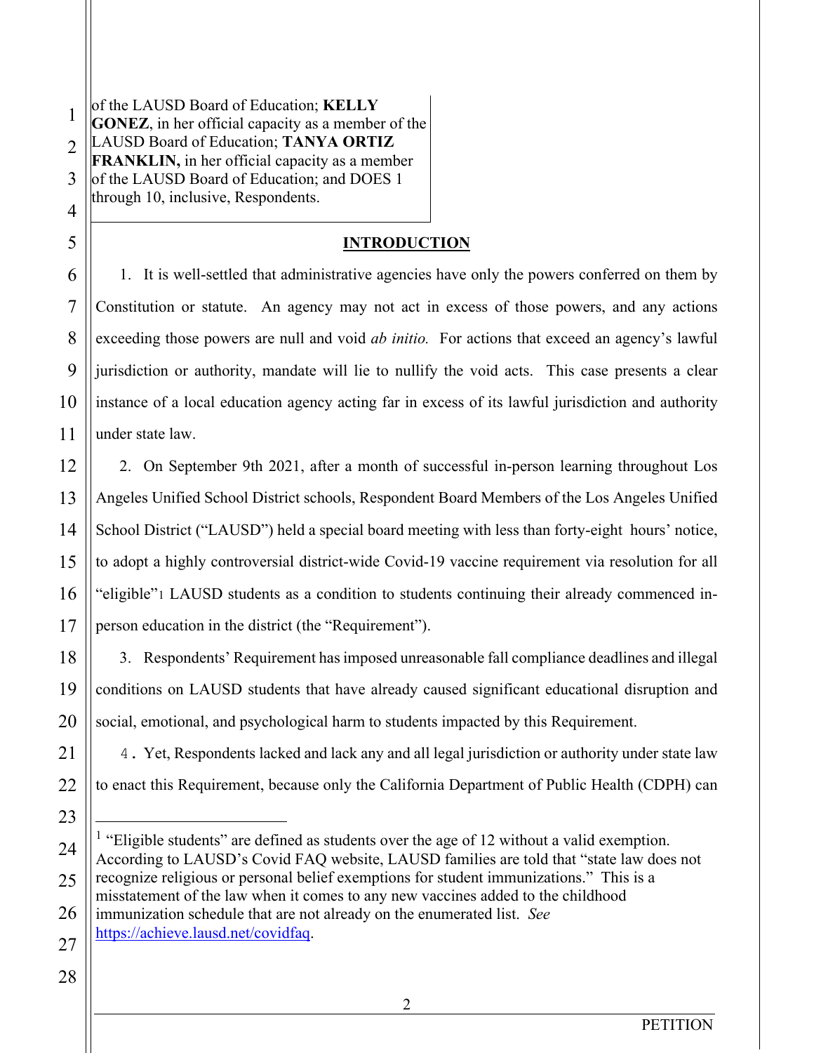of the LAUSD Board of Education; **KELLY GONEZ**, in her official capacity as a member of the LAUSD Board of Education; **TANYA ORTIZ FRANKLIN,** in her official capacity as a member of the LAUSD Board of Education; and DOES 1 through 10, inclusive, Respondents.

## INTRODUCTION

1. It is well-settled that administrative agencies have only the powers conferred on them by Constitution or statute. An agency may not act in excess of those powers, and any actions exceeding those powers are null and void *ab initio.* For actions that exceed an agency's lawful jurisdiction or authority, mandate will lie to nullify the void acts. This case presents a clear instance of a local education agency acting far in excess of its lawful jurisdiction and authority under state law.

2. On September 9th 2021, after a month of successful in-person learning throughout Los Angeles Unified School District schools, Respondent Board Members of the Los Angeles Unified School District ("LAUSD") held a special board meeting with less than forty-eight hours' notice, to adopt a highly controversial district-wide Covid-19 vaccine requirement via resolution for all "eligible"[1] LAUSD students as a condition to students continuing their already commenced in-person education in the district (the "Requirement").

3. Respondents' Requirement has imposed unreasonable fall compliance deadlines and illegal conditions on LAUSD students that have already caused significant educational disruption and social, emotional, and psychological harm to students impacted by this Requirement.

4. Yet, Respondents lacked and lack any and all legal jurisdiction or authority under state law to enact this Requirement, because only the California Department of Public Health (CDPH) can

---

[1] "Eligible students" are defined as students over the age of 12 without a valid exemption. According to LAUSD's Covid FAQ website, LAUSD families are told that "state law does not recognize religious or personal belief exemptions for student immunizations." This is a misstatement of the law when it comes to any new vaccines added to the childhood immunization schedule that are not already on the enumerated list. *See* https://achieve.lausd.net/covidfaq.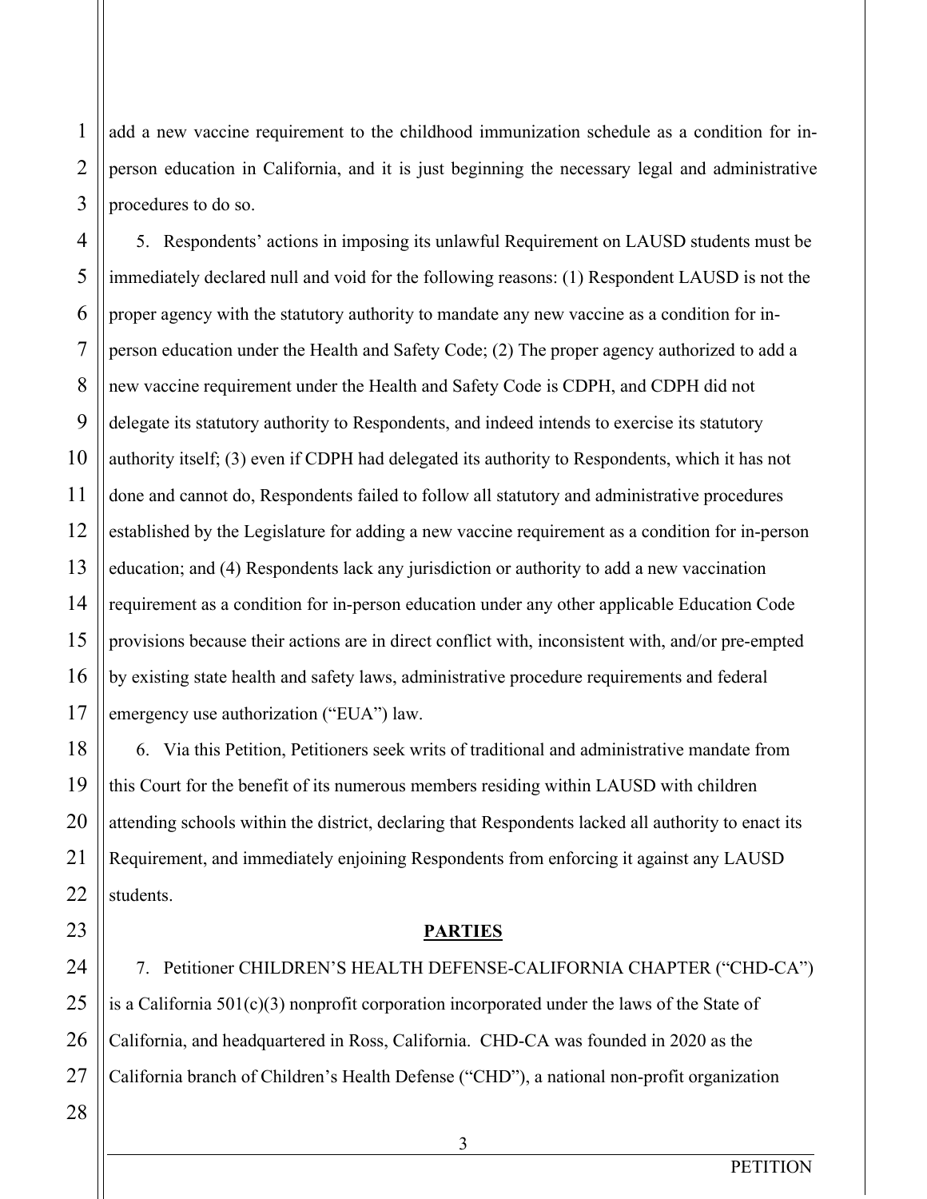add a new vaccine requirement to the childhood immunization schedule as a condition for in-person education in California, and it is just beginning the necessary legal and administrative procedures to do so.

5. Respondents' actions in imposing its unlawful Requirement on LAUSD students must be immediately declared null and void for the following reasons: (1) Respondent LAUSD is not the proper agency with the statutory authority to mandate any new vaccine as a condition for in-person education under the Health and Safety Code; (2) The proper agency authorized to add a new vaccine requirement under the Health and Safety Code is CDPH, and CDPH did not delegate its statutory authority to Respondents, and indeed intends to exercise its statutory authority itself; (3) even if CDPH had delegated its authority to Respondents, which it has not done and cannot do, Respondents failed to follow all statutory and administrative procedures established by the Legislature for adding a new vaccine requirement as a condition for in-person education; and (4) Respondents lack any jurisdiction or authority to add a new vaccination requirement as a condition for in-person education under any other applicable Education Code provisions because their actions are in direct conflict with, inconsistent with, and/or pre-empted by existing state health and safety laws, administrative procedure requirements and federal emergency use authorization ("EUA") law.

6. Via this Petition, Petitioners seek writs of traditional and administrative mandate from this Court for the benefit of its numerous members residing within LAUSD with children attending schools within the district, declaring that Respondents lacked all authority to enact its Requirement, and immediately enjoining Respondents from enforcing it against any LAUSD students.

## PARTIES

7. Petitioner CHILDREN'S HEALTH DEFENSE-CALIFORNIA CHAPTER ("CHD-CA") is a California 501(c)(3) nonprofit corporation incorporated under the laws of the State of California, and headquartered in Ross, California. CHD-CA was founded in 2020 as the California branch of Children's Health Defense ("CHD"), a national non-profit organization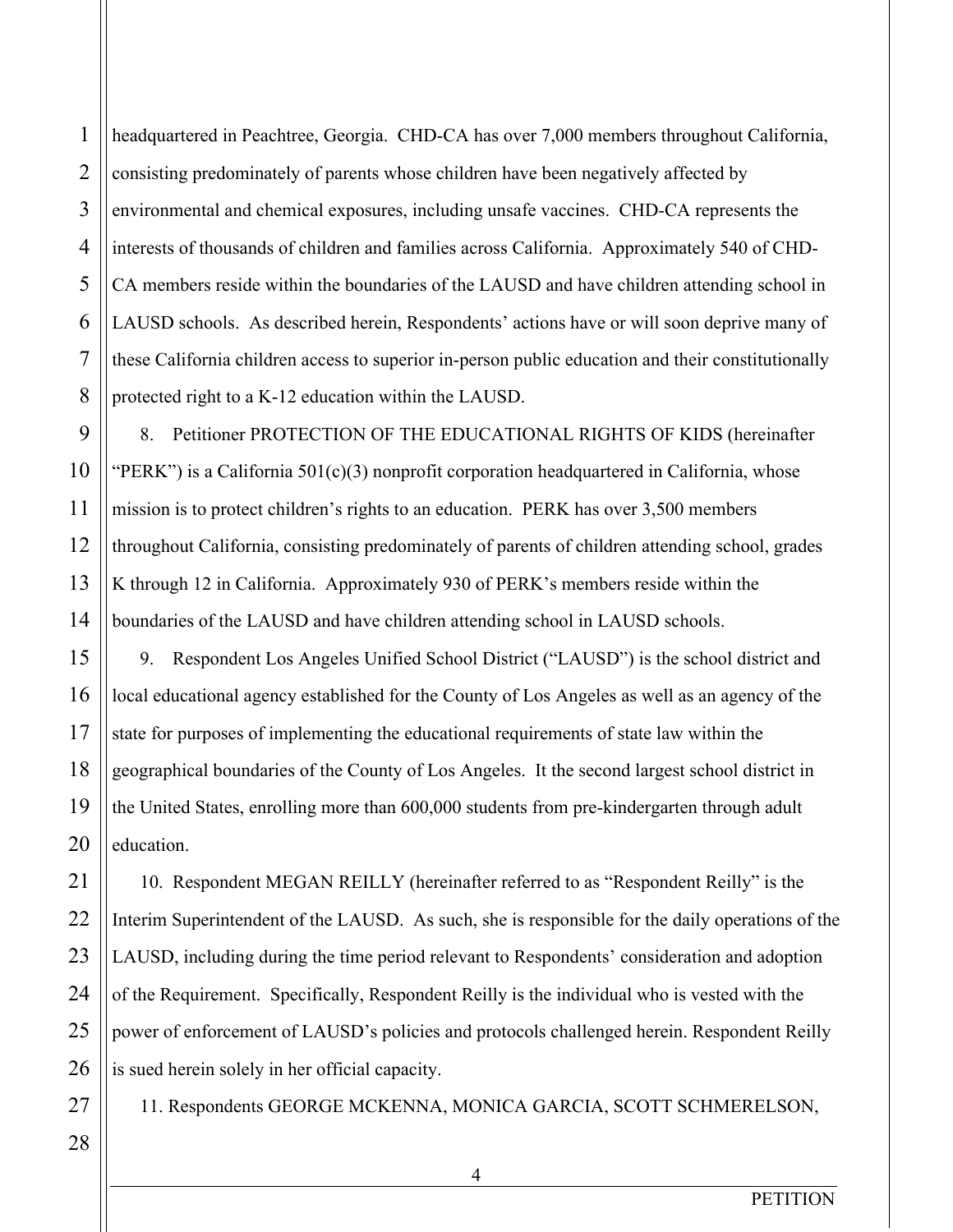headquartered in Peachtree, Georgia. CHD-CA has over 7,000 members throughout California, consisting predominately of parents whose children have been negatively affected by environmental and chemical exposures, including unsafe vaccines. CHD-CA represents the interests of thousands of children and families across California. Approximately 540 of CHD-CA members reside within the boundaries of the LAUSD and have children attending school in LAUSD schools. As described herein, Respondents' actions have or will soon deprive many of these California children access to superior in-person public education and their constitutionally protected right to a K-12 education within the LAUSD.

8. Petitioner PROTECTION OF THE EDUCATIONAL RIGHTS OF KIDS (hereinafter "PERK") is a California 501(c)(3) nonprofit corporation headquartered in California, whose mission is to protect children's rights to an education. PERK has over 3,500 members throughout California, consisting predominately of parents of children attending school, grades K through 12 in California. Approximately 930 of PERK's members reside within the boundaries of the LAUSD and have children attending school in LAUSD schools.

9. Respondent Los Angeles Unified School District ("LAUSD") is the school district and local educational agency established for the County of Los Angeles as well as an agency of the state for purposes of implementing the educational requirements of state law within the geographical boundaries of the County of Los Angeles. It the second largest school district in the United States, enrolling more than 600,000 students from pre-kindergarten through adult education.

10. Respondent MEGAN REILLY (hereinafter referred to as "Respondent Reilly" is the Interim Superintendent of the LAUSD. As such, she is responsible for the daily operations of the LAUSD, including during the time period relevant to Respondents' consideration and adoption of the Requirement. Specifically, Respondent Reilly is the individual who is vested with the power of enforcement of LAUSD's policies and protocols challenged herein. Respondent Reilly is sued herein solely in her official capacity.

11. Respondents GEORGE MCKENNA, MONICA GARCIA, SCOTT SCHMERELSON,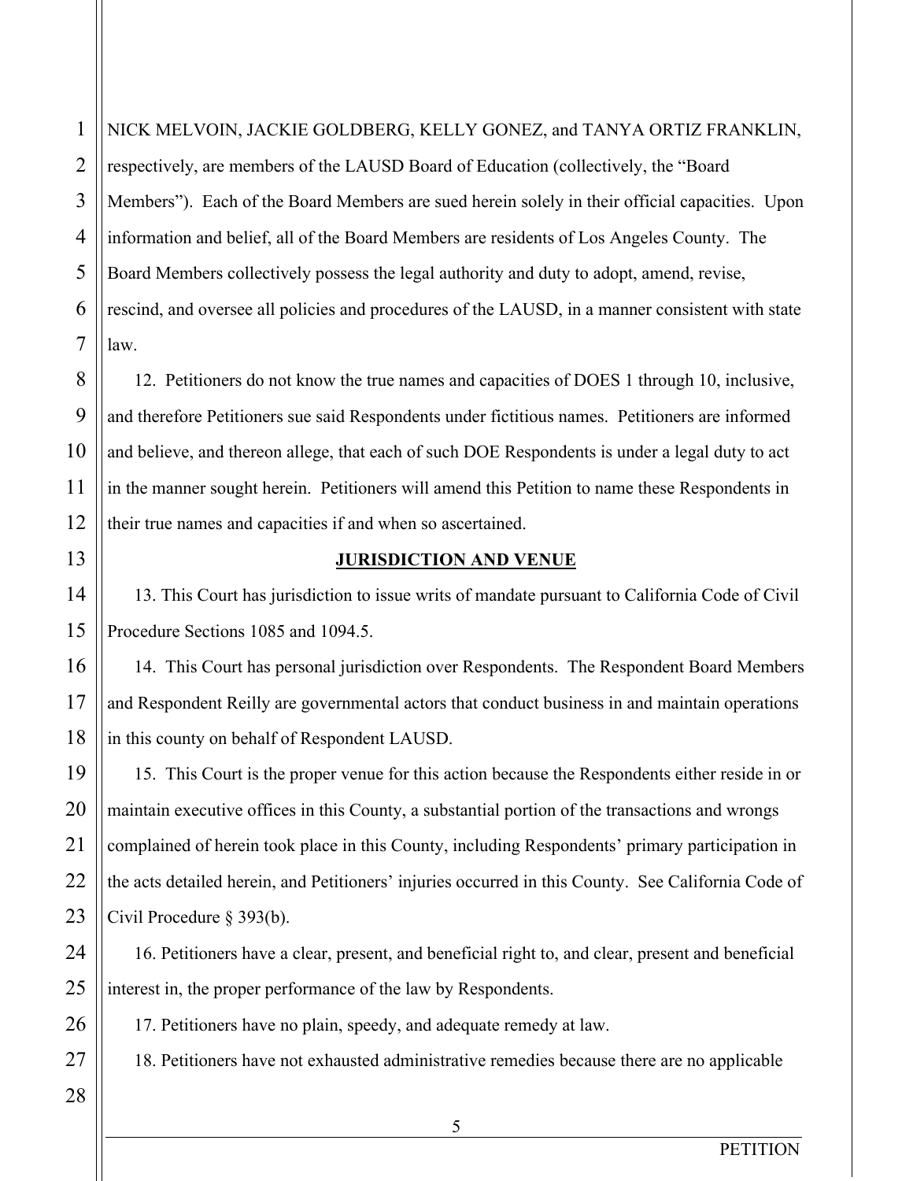NICK MELVOIN, JACKIE GOLDBERG, KELLY GONEZ, and TANYA ORTIZ FRANKLIN, respectively, are members of the LAUSD Board of Education (collectively, the "Board Members"). Each of the Board Members are sued herein solely in their official capacities. Upon information and belief, all of the Board Members are residents of Los Angeles County. The Board Members collectively possess the legal authority and duty to adopt, amend, revise, rescind, and oversee all policies and procedures of the LAUSD, in a manner consistent with state law.

12. Petitioners do not know the true names and capacities of DOES 1 through 10, inclusive, and therefore Petitioners sue said Respondents under fictitious names. Petitioners are informed and believe, and thereon allege, that each of such DOE Respondents is under a legal duty to act in the manner sought herein. Petitioners will amend this Petition to name these Respondents in their true names and capacities if and when so ascertained.

**JURISDICTION AND VENUE**

13. This Court has jurisdiction to issue writs of mandate pursuant to California Code of Civil Procedure Sections 1085 and 1094.5.

14. This Court has personal jurisdiction over Respondents. The Respondent Board Members and Respondent Reilly are governmental actors that conduct business in and maintain operations in this county on behalf of Respondent LAUSD.

15. This Court is the proper venue for this action because the Respondents either reside in or maintain executive offices in this County, a substantial portion of the transactions and wrongs complained of herein took place in this County, including Respondents' primary participation in the acts detailed herein, and Petitioners' injuries occurred in this County. See California Code of Civil Procedure § 393(b).

16. Petitioners have a clear, present, and beneficial right to, and clear, present and beneficial interest in, the proper performance of the law by Respondents.

17. Petitioners have no plain, speedy, and adequate remedy at law.

18. Petitioners have not exhausted administrative remedies because there are no applicable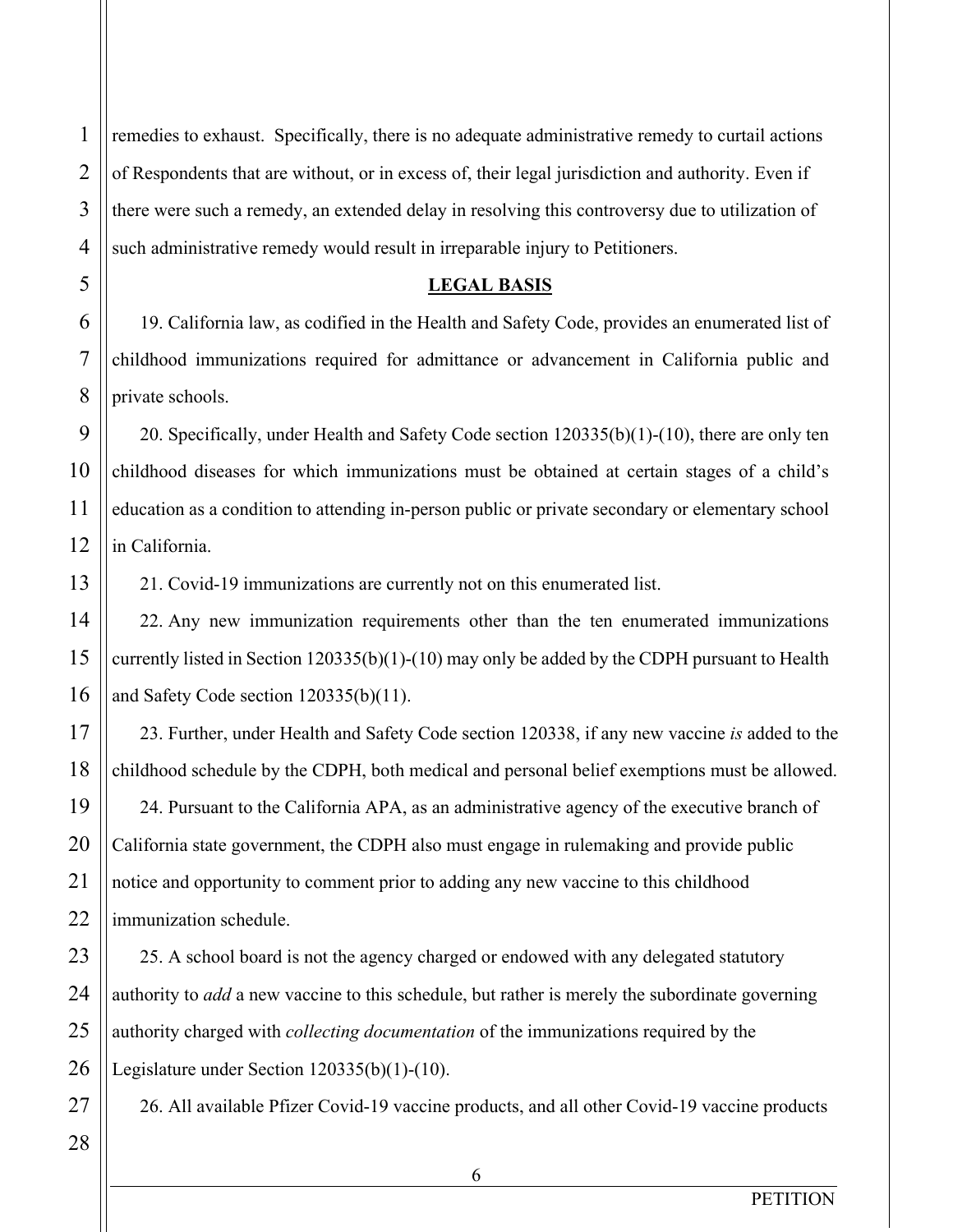remedies to exhaust. Specifically, there is no adequate administrative remedy to curtail actions of Respondents that are without, or in excess of, their legal jurisdiction and authority. Even if there were such a remedy, an extended delay in resolving this controversy due to utilization of such administrative remedy would result in irreparable injury to Petitioners.

**LEGAL BASIS**

19. California law, as codified in the Health and Safety Code, provides an enumerated list of childhood immunizations required for admittance or advancement in California public and private schools.

20. Specifically, under Health and Safety Code section 120335(b)(1)-(10), there are only ten childhood diseases for which immunizations must be obtained at certain stages of a child's education as a condition to attending in-person public or private secondary or elementary school in California.

21. Covid-19 immunizations are currently not on this enumerated list.

22. Any new immunization requirements other than the ten enumerated immunizations currently listed in Section 120335(b)(1)-(10) may only be added by the CDPH pursuant to Health and Safety Code section 120335(b)(11).

23. Further, under Health and Safety Code section 120338, if any new vaccine *is* added to the childhood schedule by the CDPH, both medical and personal belief exemptions must be allowed.

24. Pursuant to the California APA, as an administrative agency of the executive branch of California state government, the CDPH also must engage in rulemaking and provide public notice and opportunity to comment prior to adding any new vaccine to this childhood immunization schedule.

25. A school board is not the agency charged or endowed with any delegated statutory authority to *add* a new vaccine to this schedule, but rather is merely the subordinate governing authority charged with *collecting documentation* of the immunizations required by the Legislature under Section 120335(b)(1)-(10).

26. All available Pfizer Covid-19 vaccine products, and all other Covid-19 vaccine products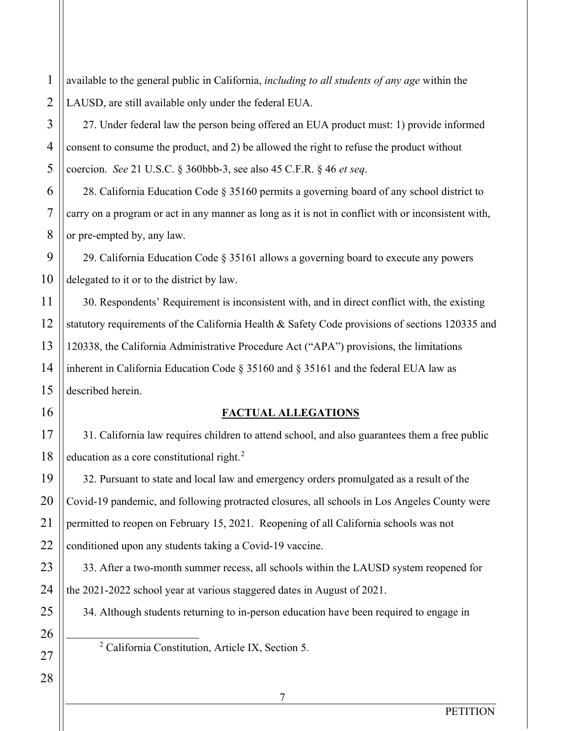available to the general public in California, *including to all students of any age* within the LAUSD, are still available only under the federal EUA.

27. Under federal law the person being offered an EUA product must: 1) provide informed consent to consume the product, and 2) be allowed the right to refuse the product without coercion. *See* 21 U.S.C. § 360bbb-3, see also 45 C.F.R. § 46 *et seq*.

28. California Education Code § 35160 permits a governing board of any school district to carry on a program or act in any manner as long as it is not in conflict with or inconsistent with, or pre-empted by, any law.

29. California Education Code § 35161 allows a governing board to execute any powers delegated to it or to the district by law.

30. Respondents' Requirement is inconsistent with, and in direct conflict with, the existing statutory requirements of the California Health & Safety Code provisions of sections 120335 and 120338, the California Administrative Procedure Act ("APA") provisions, the limitations inherent in California Education Code § 35160 and § 35161 and the federal EUA law as described herein.

## FACTUAL ALLEGATIONS

31. California law requires children to attend school, and also guarantees them a free public education as a core constitutional right.[2]

32. Pursuant to state and local law and emergency orders promulgated as a result of the Covid-19 pandemic, and following protracted closures, all schools in Los Angeles County were permitted to reopen on February 15, 2021. Reopening of all California schools was not conditioned upon any students taking a Covid-19 vaccine.

33. After a two-month summer recess, all schools within the LAUSD system reopened for the 2021-2022 school year at various staggered dates in August of 2021.

34. Although students returning to in-person education have been required to engage in

[2] California Constitution, Article IX, Section 5.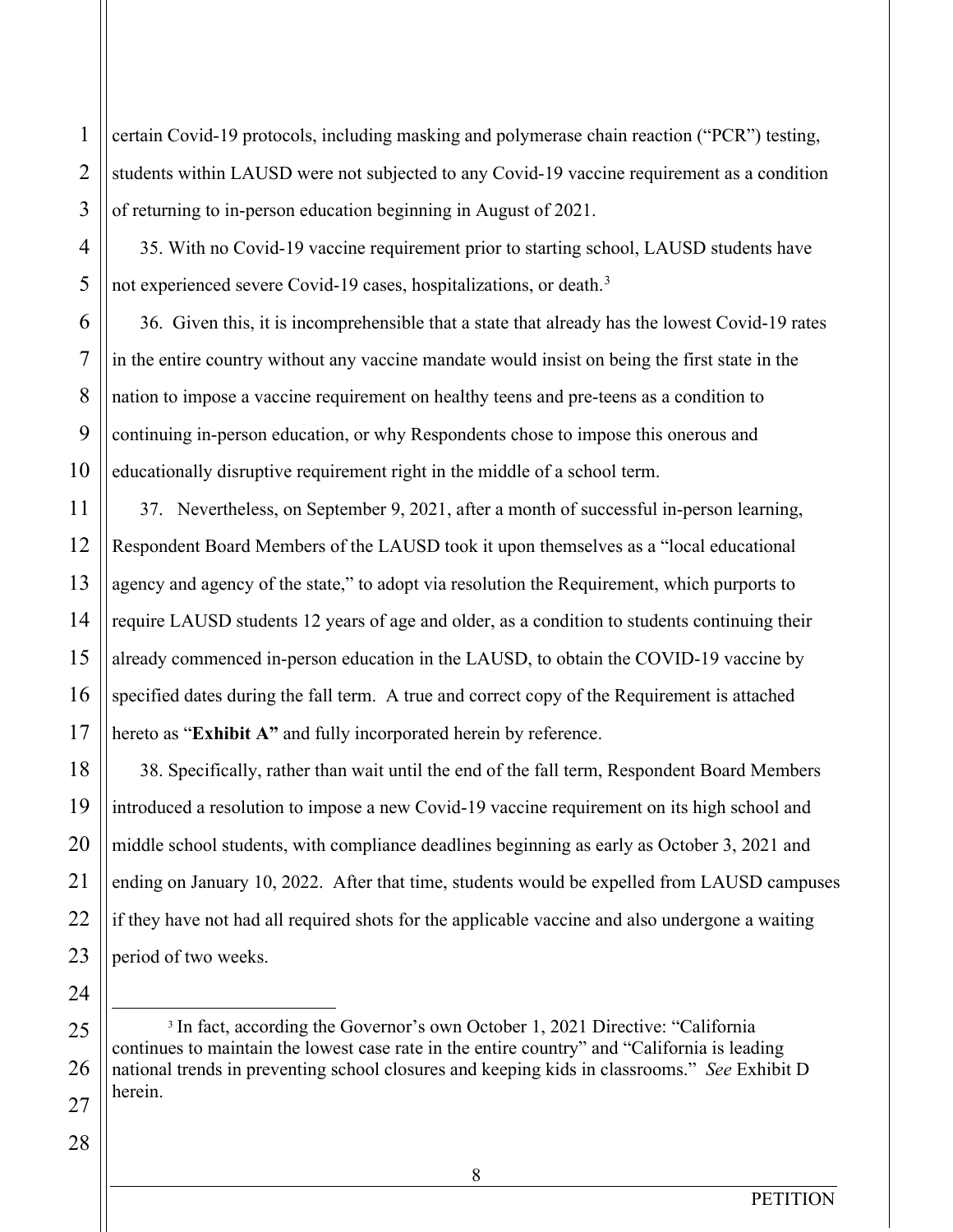certain Covid-19 protocols, including masking and polymerase chain reaction ("PCR") testing, students within LAUSD were not subjected to any Covid-19 vaccine requirement as a condition of returning to in-person education beginning in August of 2021.

35. With no Covid-19 vaccine requirement prior to starting school, LAUSD students have not experienced severe Covid-19 cases, hospitalizations, or death.[3]

36. Given this, it is incomprehensible that a state that already has the lowest Covid-19 rates in the entire country without any vaccine mandate would insist on being the first state in the nation to impose a vaccine requirement on healthy teens and pre-teens as a condition to continuing in-person education, or why Respondents chose to impose this onerous and educationally disruptive requirement right in the middle of a school term.

37. Nevertheless, on September 9, 2021, after a month of successful in-person learning, Respondent Board Members of the LAUSD took it upon themselves as a "local educational agency and agency of the state," to adopt via resolution the Requirement, which purports to require LAUSD students 12 years of age and older, as a condition to students continuing their already commenced in-person education in the LAUSD, to obtain the COVID-19 vaccine by specified dates during the fall term. A true and correct copy of the Requirement is attached hereto as "**Exhibit A"** and fully incorporated herein by reference.

38. Specifically, rather than wait until the end of the fall term, Respondent Board Members introduced a resolution to impose a new Covid-19 vaccine requirement on its high school and middle school students, with compliance deadlines beginning as early as October 3, 2021 and ending on January 10, 2022. After that time, students would be expelled from LAUSD campuses if they have not had all required shots for the applicable vaccine and also undergone a waiting period of two weeks.

---

[3] In fact, according the Governor's own October 1, 2021 Directive: "California continues to maintain the lowest case rate in the entire country" and "California is leading national trends in preventing school closures and keeping kids in classrooms." *See* Exhibit D herein.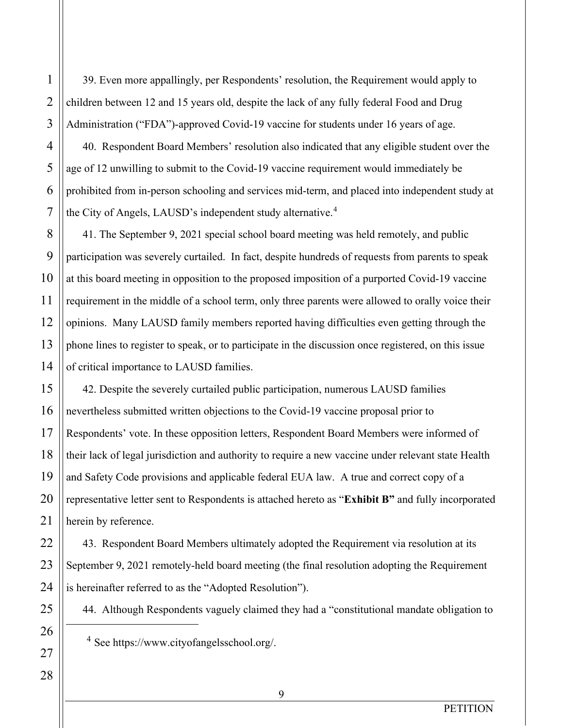39. Even more appallingly, per Respondents' resolution, the Requirement would apply to children between 12 and 15 years old, despite the lack of any fully federal Food and Drug Administration ("FDA")-approved Covid-19 vaccine for students under 16 years of age.

40. Respondent Board Members' resolution also indicated that any eligible student over the age of 12 unwilling to submit to the Covid-19 vaccine requirement would immediately be prohibited from in-person schooling and services mid-term, and placed into independent study at the City of Angels, LAUSD's independent study alternative.[4]

41. The September 9, 2021 special school board meeting was held remotely, and public participation was severely curtailed. In fact, despite hundreds of requests from parents to speak at this board meeting in opposition to the proposed imposition of a purported Covid-19 vaccine requirement in the middle of a school term, only three parents were allowed to orally voice their opinions. Many LAUSD family members reported having difficulties even getting through the phone lines to register to speak, or to participate in the discussion once registered, on this issue of critical importance to LAUSD families.

42. Despite the severely curtailed public participation, numerous LAUSD families nevertheless submitted written objections to the Covid-19 vaccine proposal prior to Respondents' vote. In these opposition letters, Respondent Board Members were informed of their lack of legal jurisdiction and authority to require a new vaccine under relevant state Health and Safety Code provisions and applicable federal EUA law. A true and correct copy of a representative letter sent to Respondents is attached hereto as "**Exhibit B"** and fully incorporated herein by reference.

43. Respondent Board Members ultimately adopted the Requirement via resolution at its September 9, 2021 remotely-held board meeting (the final resolution adopting the Requirement is hereinafter referred to as the "Adopted Resolution").

44. Although Respondents vaguely claimed they had a "constitutional mandate obligation to

---

[4] See https://www.cityofangelsschool.org/.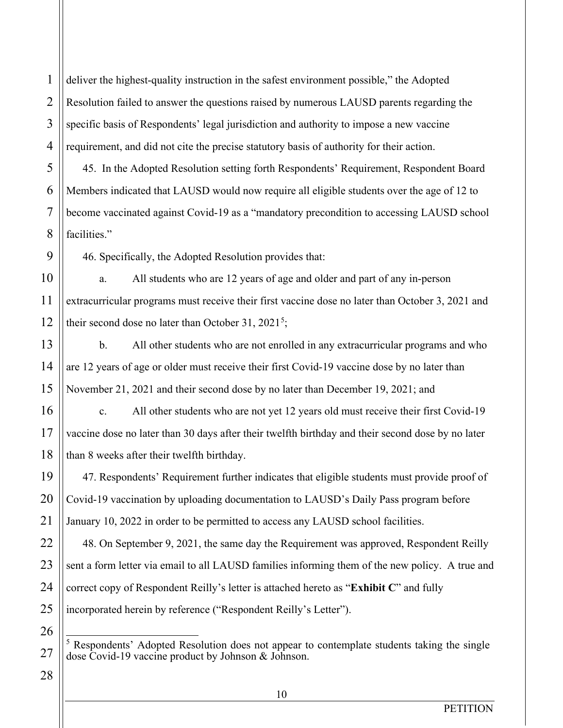deliver the highest-quality instruction in the safest environment possible," the Adopted Resolution failed to answer the questions raised by numerous LAUSD parents regarding the specific basis of Respondents' legal jurisdiction and authority to impose a new vaccine requirement, and did not cite the precise statutory basis of authority for their action.

45. In the Adopted Resolution setting forth Respondents' Requirement, Respondent Board Members indicated that LAUSD would now require all eligible students over the age of 12 to become vaccinated against Covid-19 as a "mandatory precondition to accessing LAUSD school facilities."

46. Specifically, the Adopted Resolution provides that:

a. All students who are 12 years of age and older and part of any in-person extracurricular programs must receive their first vaccine dose no later than October 3, 2021 and their second dose no later than October 31, 2021[5];

b. All other students who are not enrolled in any extracurricular programs and who are 12 years of age or older must receive their first Covid-19 vaccine dose by no later than November 21, 2021 and their second dose by no later than December 19, 2021; and

c. All other students who are not yet 12 years old must receive their first Covid-19 vaccine dose no later than 30 days after their twelfth birthday and their second dose by no later than 8 weeks after their twelfth birthday.

47. Respondents' Requirement further indicates that eligible students must provide proof of Covid-19 vaccination by uploading documentation to LAUSD's Daily Pass program before January 10, 2022 in order to be permitted to access any LAUSD school facilities.

48. On September 9, 2021, the same day the Requirement was approved, Respondent Reilly sent a form letter via email to all LAUSD families informing them of the new policy. A true and correct copy of Respondent Reilly's letter is attached hereto as "**Exhibit C**" and fully incorporated herein by reference ("Respondent Reilly's Letter").

---

[5] Respondents' Adopted Resolution does not appear to contemplate students taking the single dose Covid-19 vaccine product by Johnson & Johnson.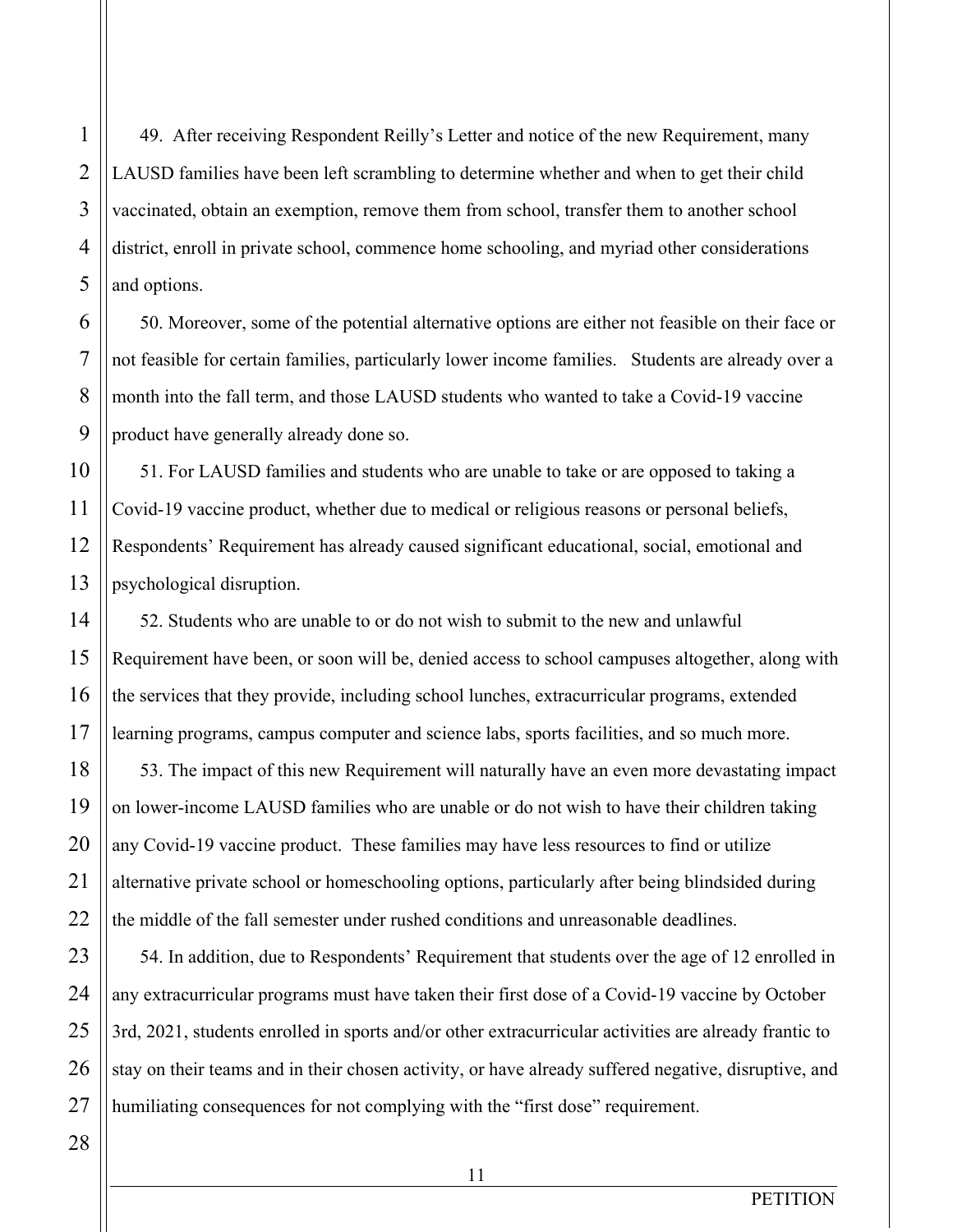49. After receiving Respondent Reilly's Letter and notice of the new Requirement, many LAUSD families have been left scrambling to determine whether and when to get their child vaccinated, obtain an exemption, remove them from school, transfer them to another school district, enroll in private school, commence home schooling, and myriad other considerations and options.

50. Moreover, some of the potential alternative options are either not feasible on their face or not feasible for certain families, particularly lower income families. Students are already over a month into the fall term, and those LAUSD students who wanted to take a Covid-19 vaccine product have generally already done so.

51. For LAUSD families and students who are unable to take or are opposed to taking a Covid-19 vaccine product, whether due to medical or religious reasons or personal beliefs, Respondents' Requirement has already caused significant educational, social, emotional and psychological disruption.

52. Students who are unable to or do not wish to submit to the new and unlawful Requirement have been, or soon will be, denied access to school campuses altogether, along with the services that they provide, including school lunches, extracurricular programs, extended learning programs, campus computer and science labs, sports facilities, and so much more.

53. The impact of this new Requirement will naturally have an even more devastating impact on lower-income LAUSD families who are unable or do not wish to have their children taking any Covid-19 vaccine product. These families may have less resources to find or utilize alternative private school or homeschooling options, particularly after being blindsided during the middle of the fall semester under rushed conditions and unreasonable deadlines.

54. In addition, due to Respondents' Requirement that students over the age of 12 enrolled in any extracurricular programs must have taken their first dose of a Covid-19 vaccine by October 3rd, 2021, students enrolled in sports and/or other extracurricular activities are already frantic to stay on their teams and in their chosen activity, or have already suffered negative, disruptive, and humiliating consequences for not complying with the "first dose" requirement.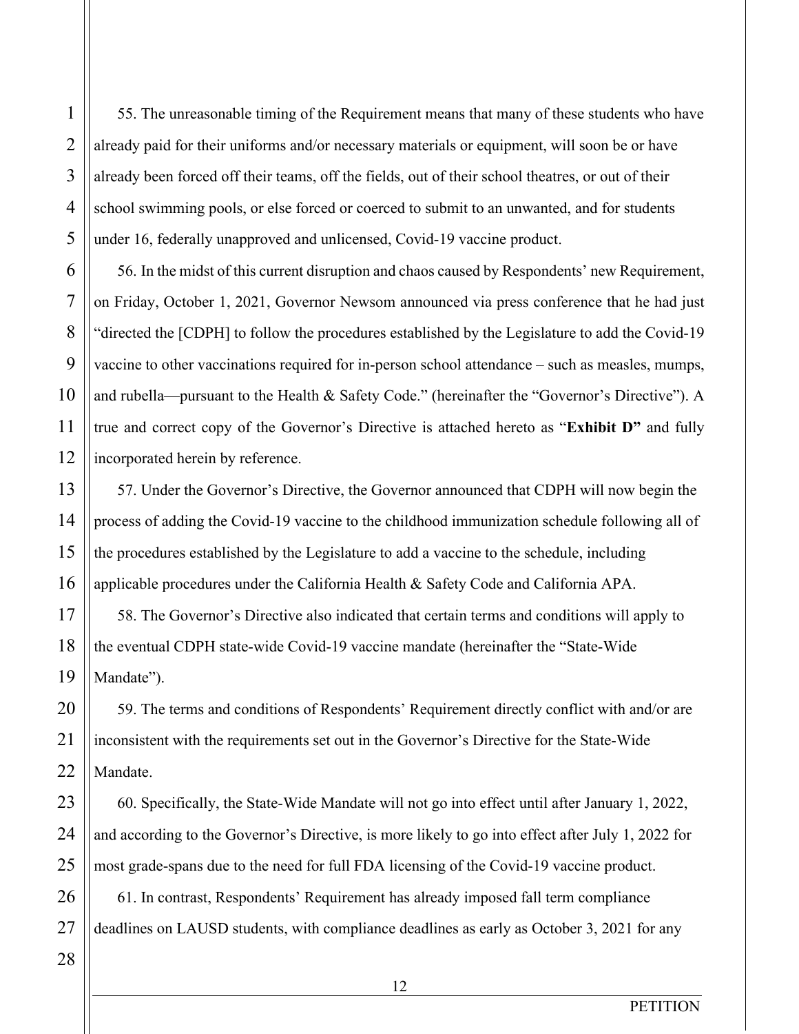55. The unreasonable timing of the Requirement means that many of these students who have already paid for their uniforms and/or necessary materials or equipment, will soon be or have already been forced off their teams, off the fields, out of their school theatres, or out of their school swimming pools, or else forced or coerced to submit to an unwanted, and for students under 16, federally unapproved and unlicensed, Covid-19 vaccine product.

56. In the midst of this current disruption and chaos caused by Respondents' new Requirement, on Friday, October 1, 2021, Governor Newsom announced via press conference that he had just "directed the [CDPH] to follow the procedures established by the Legislature to add the Covid-19 vaccine to other vaccinations required for in-person school attendance – such as measles, mumps, and rubella—pursuant to the Health & Safety Code." (hereinafter the "Governor's Directive"). A true and correct copy of the Governor's Directive is attached hereto as "**Exhibit D"** and fully incorporated herein by reference.

57. Under the Governor's Directive, the Governor announced that CDPH will now begin the process of adding the Covid-19 vaccine to the childhood immunization schedule following all of the procedures established by the Legislature to add a vaccine to the schedule, including applicable procedures under the California Health & Safety Code and California APA.

58. The Governor's Directive also indicated that certain terms and conditions will apply to the eventual CDPH state-wide Covid-19 vaccine mandate (hereinafter the "State-Wide Mandate").

59. The terms and conditions of Respondents' Requirement directly conflict with and/or are inconsistent with the requirements set out in the Governor's Directive for the State-Wide Mandate.

60. Specifically, the State-Wide Mandate will not go into effect until after January 1, 2022, and according to the Governor's Directive, is more likely to go into effect after July 1, 2022 for most grade-spans due to the need for full FDA licensing of the Covid-19 vaccine product.

61. In contrast, Respondents' Requirement has already imposed fall term compliance deadlines on LAUSD students, with compliance deadlines as early as October 3, 2021 for any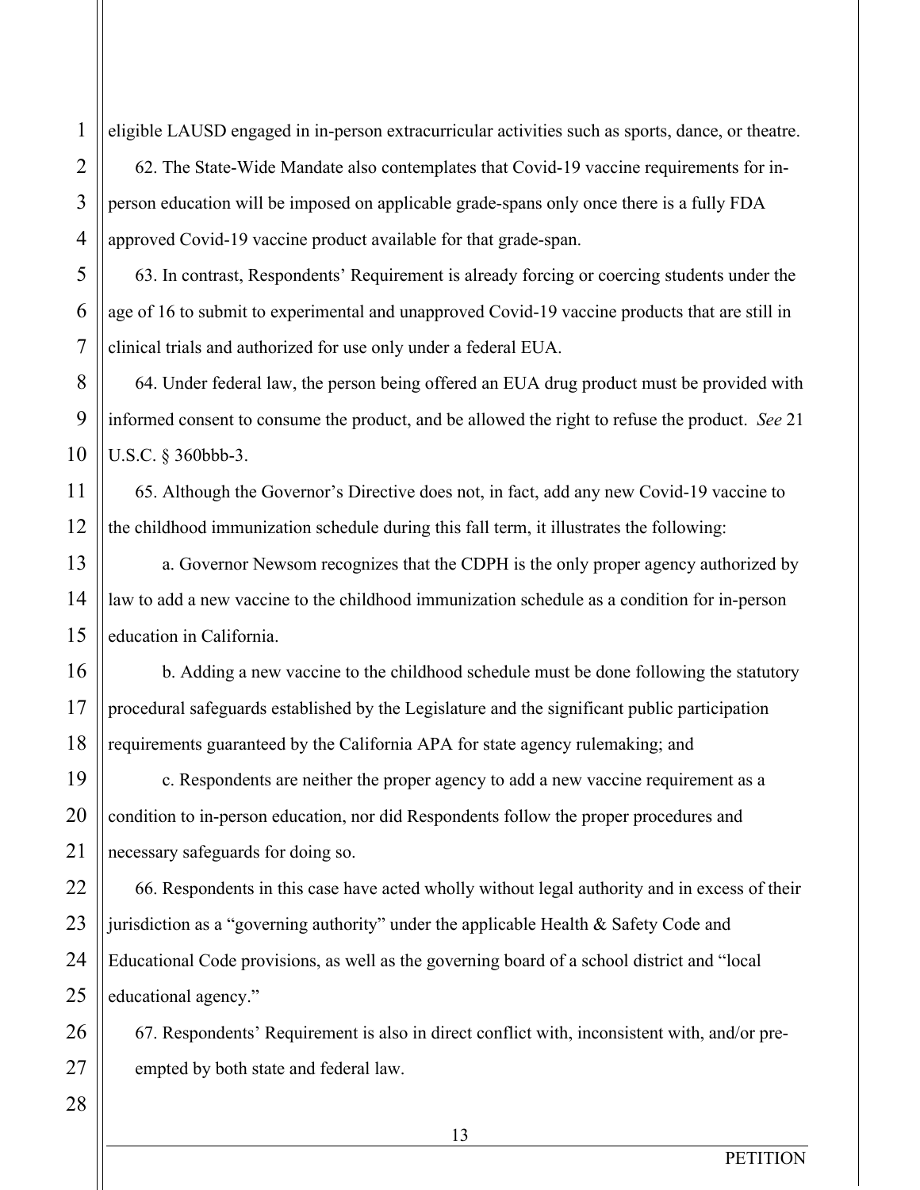eligible LAUSD engaged in in-person extracurricular activities such as sports, dance, or theatre.

62. The State-Wide Mandate also contemplates that Covid-19 vaccine requirements for in-person education will be imposed on applicable grade-spans only once there is a fully FDA approved Covid-19 vaccine product available for that grade-span.

63. In contrast, Respondents' Requirement is already forcing or coercing students under the age of 16 to submit to experimental and unapproved Covid-19 vaccine products that are still in clinical trials and authorized for use only under a federal EUA.

64. Under federal law, the person being offered an EUA drug product must be provided with informed consent to consume the product, and be allowed the right to refuse the product. *See* 21 U.S.C. § 360bbb-3.

65. Although the Governor's Directive does not, in fact, add any new Covid-19 vaccine to the childhood immunization schedule during this fall term, it illustrates the following:

a. Governor Newsom recognizes that the CDPH is the only proper agency authorized by law to add a new vaccine to the childhood immunization schedule as a condition for in-person education in California.

b. Adding a new vaccine to the childhood schedule must be done following the statutory procedural safeguards established by the Legislature and the significant public participation requirements guaranteed by the California APA for state agency rulemaking; and

c. Respondents are neither the proper agency to add a new vaccine requirement as a condition to in-person education, nor did Respondents follow the proper procedures and necessary safeguards for doing so.

66. Respondents in this case have acted wholly without legal authority and in excess of their jurisdiction as a "governing authority" under the applicable Health & Safety Code and Educational Code provisions, as well as the governing board of a school district and "local educational agency."

67. Respondents' Requirement is also in direct conflict with, inconsistent with, and/or pre-empted by both state and federal law.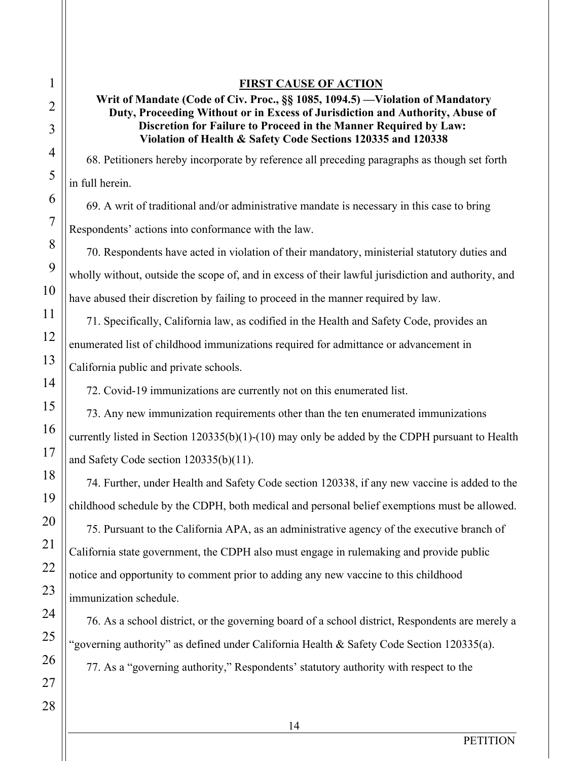## FIRST CAUSE OF ACTION

**Writ of Mandate (Code of Civ. Proc., §§ 1085, 1094.5) —Violation of Mandatory Duty, Proceeding Without or in Excess of Jurisdiction and Authority, Abuse of Discretion for Failure to Proceed in the Manner Required by Law: Violation of Health & Safety Code Sections 120335 and 120338**

68. Petitioners hereby incorporate by reference all preceding paragraphs as though set forth in full herein.

69. A writ of traditional and/or administrative mandate is necessary in this case to bring Respondents' actions into conformance with the law.

70. Respondents have acted in violation of their mandatory, ministerial statutory duties and wholly without, outside the scope of, and in excess of their lawful jurisdiction and authority, and have abused their discretion by failing to proceed in the manner required by law.

71. Specifically, California law, as codified in the Health and Safety Code, provides an enumerated list of childhood immunizations required for admittance or advancement in California public and private schools.

72. Covid-19 immunizations are currently not on this enumerated list.

73. Any new immunization requirements other than the ten enumerated immunizations currently listed in Section 120335(b)(1)-(10) may only be added by the CDPH pursuant to Health and Safety Code section 120335(b)(11).

74. Further, under Health and Safety Code section 120338, if any new vaccine is added to the childhood schedule by the CDPH, both medical and personal belief exemptions must be allowed.

75. Pursuant to the California APA, as an administrative agency of the executive branch of California state government, the CDPH also must engage in rulemaking and provide public notice and opportunity to comment prior to adding any new vaccine to this childhood immunization schedule.

76. As a school district, or the governing board of a school district, Respondents are merely a "governing authority" as defined under California Health & Safety Code Section 120335(a).

77. As a "governing authority," Respondents' statutory authority with respect to the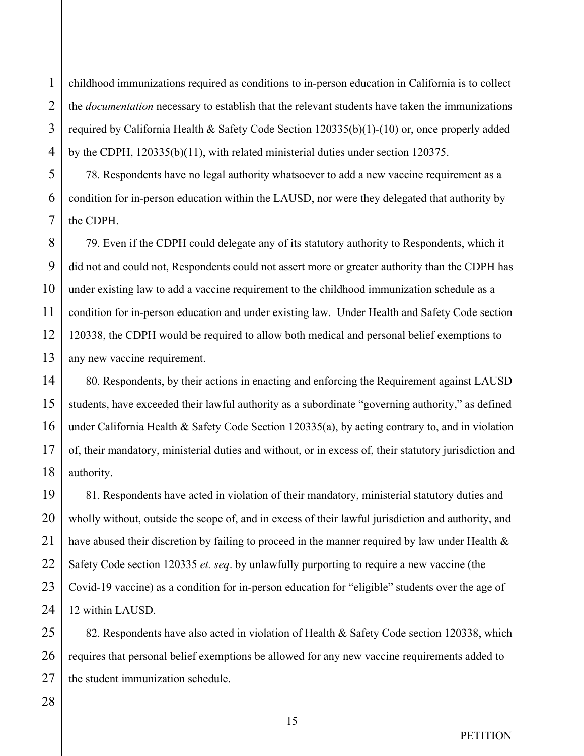childhood immunizations required as conditions to in-person education in California is to collect the *documentation* necessary to establish that the relevant students have taken the immunizations required by California Health & Safety Code Section 120335(b)(1)-(10) or, once properly added by the CDPH, 120335(b)(11), with related ministerial duties under section 120375.

78. Respondents have no legal authority whatsoever to add a new vaccine requirement as a condition for in-person education within the LAUSD, nor were they delegated that authority by the CDPH.

79. Even if the CDPH could delegate any of its statutory authority to Respondents, which it did not and could not, Respondents could not assert more or greater authority than the CDPH has under existing law to add a vaccine requirement to the childhood immunization schedule as a condition for in-person education and under existing law. Under Health and Safety Code section 120338, the CDPH would be required to allow both medical and personal belief exemptions to any new vaccine requirement.

80. Respondents, by their actions in enacting and enforcing the Requirement against LAUSD students, have exceeded their lawful authority as a subordinate "governing authority," as defined under California Health & Safety Code Section 120335(a), by acting contrary to, and in violation of, their mandatory, ministerial duties and without, or in excess of, their statutory jurisdiction and authority.

81. Respondents have acted in violation of their mandatory, ministerial statutory duties and wholly without, outside the scope of, and in excess of their lawful jurisdiction and authority, and have abused their discretion by failing to proceed in the manner required by law under Health & Safety Code section 120335 *et. seq*. by unlawfully purporting to require a new vaccine (the Covid-19 vaccine) as a condition for in-person education for "eligible" students over the age of 12 within LAUSD.

82. Respondents have also acted in violation of Health & Safety Code section 120338, which requires that personal belief exemptions be allowed for any new vaccine requirements added to the student immunization schedule.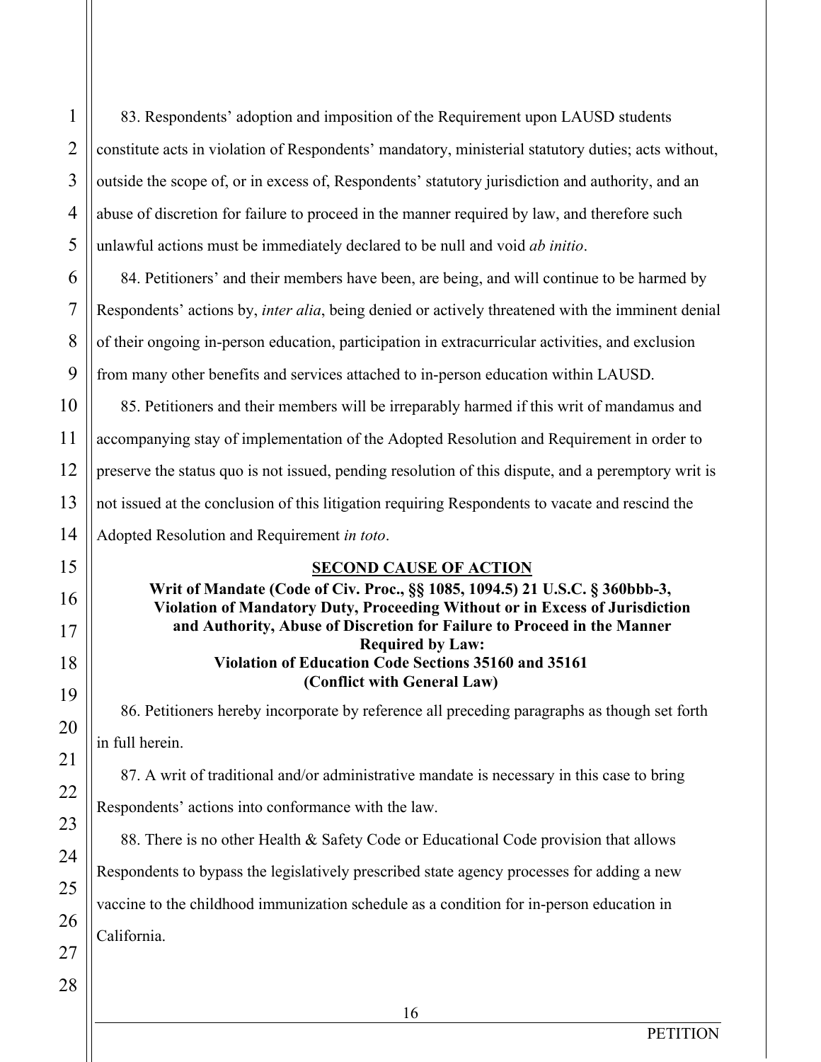83. Respondents' adoption and imposition of the Requirement upon LAUSD students constitute acts in violation of Respondents' mandatory, ministerial statutory duties; acts without, outside the scope of, or in excess of, Respondents' statutory jurisdiction and authority, and an abuse of discretion for failure to proceed in the manner required by law, and therefore such unlawful actions must be immediately declared to be null and void *ab initio*.

84. Petitioners' and their members have been, are being, and will continue to be harmed by Respondents' actions by, *inter alia*, being denied or actively threatened with the imminent denial of their ongoing in-person education, participation in extracurricular activities, and exclusion from many other benefits and services attached to in-person education within LAUSD.

85. Petitioners and their members will be irreparably harmed if this writ of mandamus and accompanying stay of implementation of the Adopted Resolution and Requirement in order to preserve the status quo is not issued, pending resolution of this dispute, and a peremptory writ is not issued at the conclusion of this litigation requiring Respondents to vacate and rescind the Adopted Resolution and Requirement *in toto*.

## SECOND CAUSE OF ACTION

**Writ of Mandate (Code of Civ. Proc., §§ 1085, 1094.5) 21 U.S.C. § 360bbb-3, Violation of Mandatory Duty, Proceeding Without or in Excess of Jurisdiction and Authority, Abuse of Discretion for Failure to Proceed in the Manner Required by Law: Violation of Education Code Sections 35160 and 35161 (Conflict with General Law)**

86. Petitioners hereby incorporate by reference all preceding paragraphs as though set forth in full herein.

87. A writ of traditional and/or administrative mandate is necessary in this case to bring Respondents' actions into conformance with the law.

88. There is no other Health & Safety Code or Educational Code provision that allows Respondents to bypass the legislatively prescribed state agency processes for adding a new vaccine to the childhood immunization schedule as a condition for in-person education in California.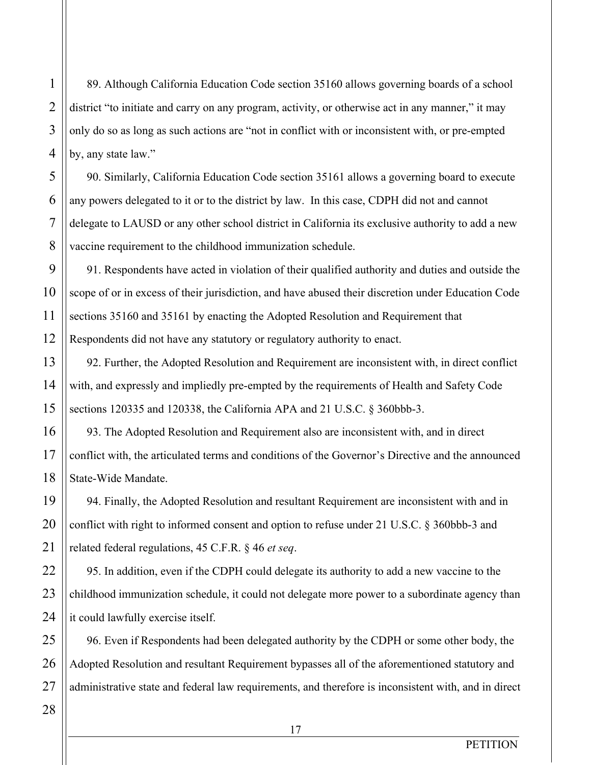89. Although California Education Code section 35160 allows governing boards of a school district "to initiate and carry on any program, activity, or otherwise act in any manner," it may only do so as long as such actions are "not in conflict with or inconsistent with, or pre-empted by, any state law."

90. Similarly, California Education Code section 35161 allows a governing board to execute any powers delegated to it or to the district by law. In this case, CDPH did not and cannot delegate to LAUSD or any other school district in California its exclusive authority to add a new vaccine requirement to the childhood immunization schedule.

91. Respondents have acted in violation of their qualified authority and duties and outside the scope of or in excess of their jurisdiction, and have abused their discretion under Education Code sections 35160 and 35161 by enacting the Adopted Resolution and Requirement that Respondents did not have any statutory or regulatory authority to enact.

92. Further, the Adopted Resolution and Requirement are inconsistent with, in direct conflict with, and expressly and impliedly pre-empted by the requirements of Health and Safety Code sections 120335 and 120338, the California APA and 21 U.S.C. § 360bbb-3.

93. The Adopted Resolution and Requirement also are inconsistent with, and in direct conflict with, the articulated terms and conditions of the Governor's Directive and the announced State-Wide Mandate.

94. Finally, the Adopted Resolution and resultant Requirement are inconsistent with and in conflict with right to informed consent and option to refuse under 21 U.S.C. § 360bbb-3 and related federal regulations, 45 C.F.R. § 46 *et seq*.

95. In addition, even if the CDPH could delegate its authority to add a new vaccine to the childhood immunization schedule, it could not delegate more power to a subordinate agency than it could lawfully exercise itself.

96. Even if Respondents had been delegated authority by the CDPH or some other body, the Adopted Resolution and resultant Requirement bypasses all of the aforementioned statutory and administrative state and federal law requirements, and therefore is inconsistent with, and in direct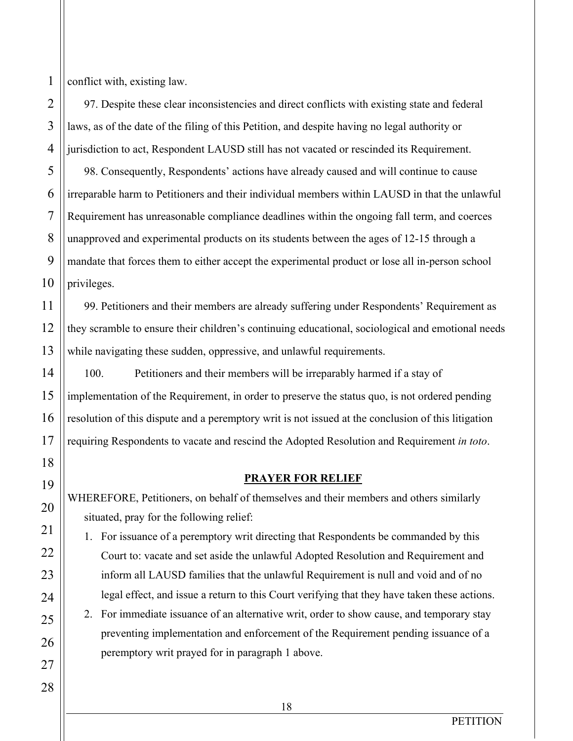conflict with, existing law.

97. Despite these clear inconsistencies and direct conflicts with existing state and federal laws, as of the date of the filing of this Petition, and despite having no legal authority or jurisdiction to act, Respondent LAUSD still has not vacated or rescinded its Requirement.

98. Consequently, Respondents' actions have already caused and will continue to cause irreparable harm to Petitioners and their individual members within LAUSD in that the unlawful Requirement has unreasonable compliance deadlines within the ongoing fall term, and coerces unapproved and experimental products on its students between the ages of 12-15 through a mandate that forces them to either accept the experimental product or lose all in-person school privileges.

99. Petitioners and their members are already suffering under Respondents' Requirement as they scramble to ensure their children's continuing educational, sociological and emotional needs while navigating these sudden, oppressive, and unlawful requirements.

100. Petitioners and their members will be irreparably harmed if a stay of implementation of the Requirement, in order to preserve the status quo, is not ordered pending resolution of this dispute and a peremptory writ is not issued at the conclusion of this litigation requiring Respondents to vacate and rescind the Adopted Resolution and Requirement *in toto*.

## **PRAYER FOR RELIEF**

WHEREFORE, Petitioners, on behalf of themselves and their members and others similarly situated, pray for the following relief:

1. For issuance of a peremptory writ directing that Respondents be commanded by this Court to: vacate and set aside the unlawful Adopted Resolution and Requirement and inform all LAUSD families that the unlawful Requirement is null and void and of no legal effect, and issue a return to this Court verifying that they have taken these actions.
2. For immediate issuance of an alternative writ, order to show cause, and temporary stay preventing implementation and enforcement of the Requirement pending issuance of a peremptory writ prayed for in paragraph 1 above.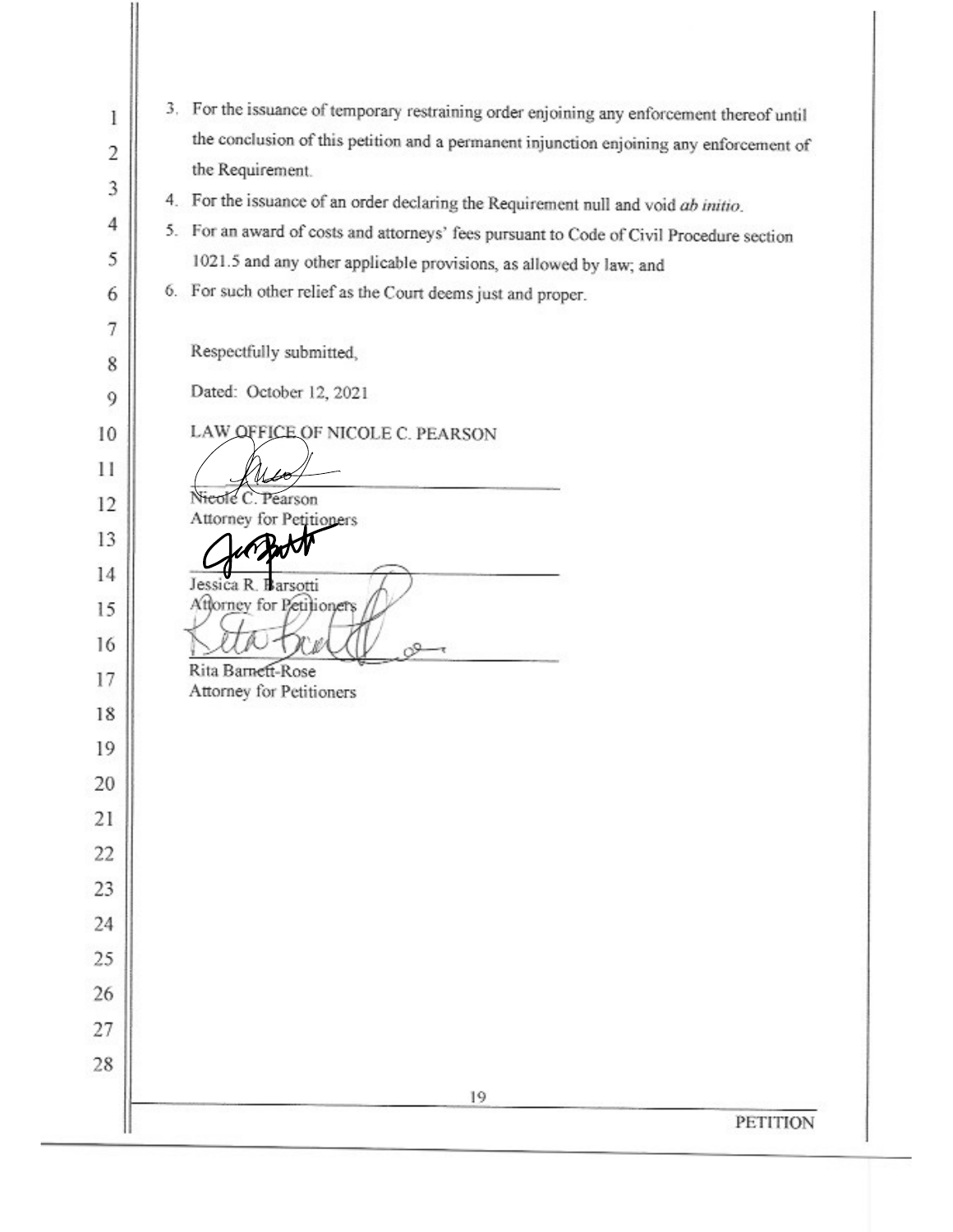3. For the issuance of temporary restraining order enjoining any enforcement thereof until the conclusion of this petition and a permanent injunction enjoining any enforcement of the Requirement.
4. For the issuance of an order declaring the Requirement null and void *ab initio*.
5. For an award of costs and attorneys' fees pursuant to Code of Civil Procedure section 1021.5 and any other applicable provisions, as allowed by law; and
6. For such other relief as the Court deems just and proper.

Respectfully submitted,

Dated: October 12, 2021

LAW OFFICE OF NICOLE C. PEARSON

Nicole C. Pearson
Attorney for Petitioners

Jessica R. Barsotti
Attorney for Petitioners

Rita Barnett-Rose
Attorney for Petitioners

PETITION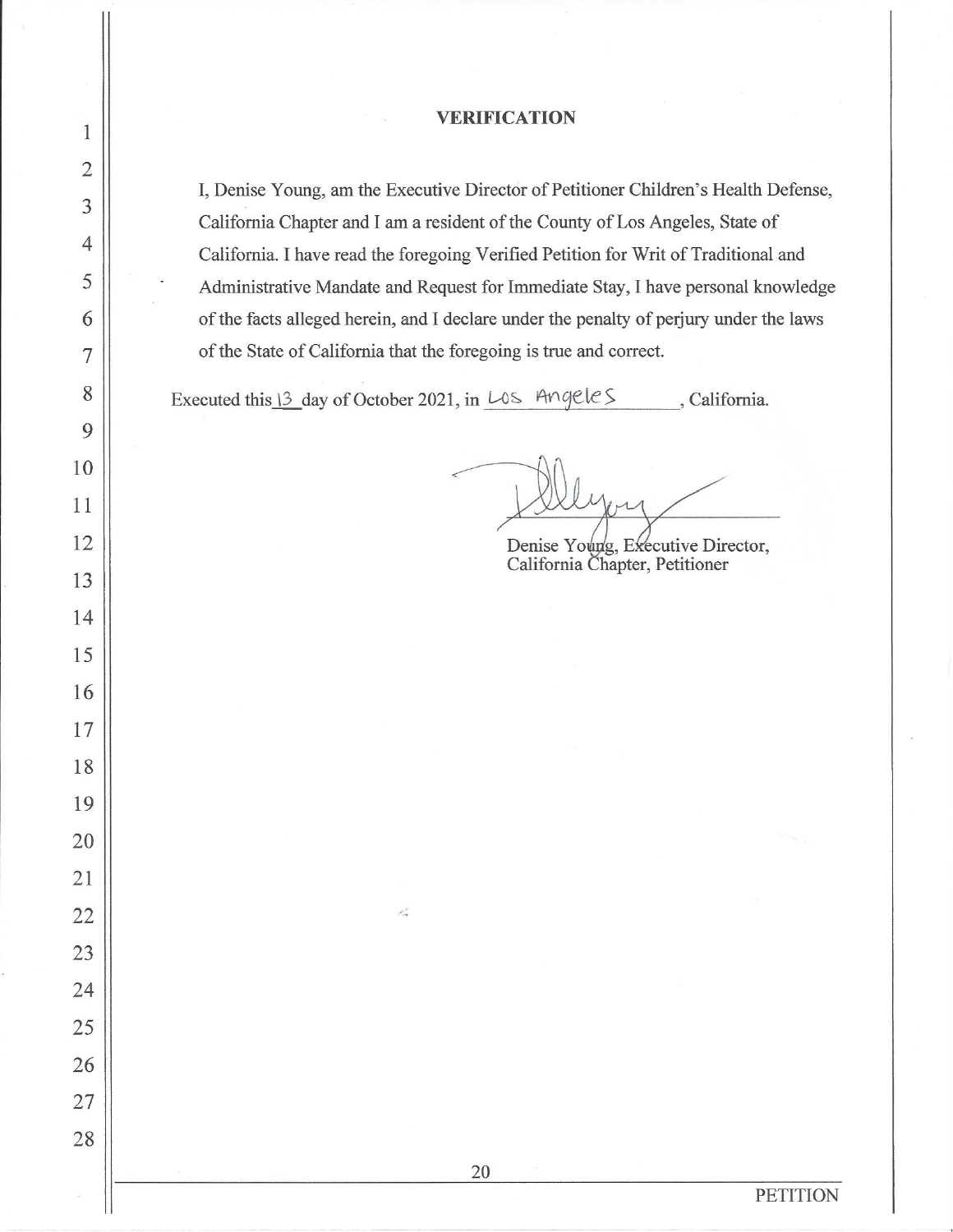## VERIFICATION

I, Denise Young, am the Executive Director of Petitioner Children's Health Defense, California Chapter and I am a resident of the County of Los Angeles, State of California. I have read the foregoing Verified Petition for Writ of Traditional and Administrative Mandate and Request for Immediate Stay, I have personal knowledge of the facts alleged herein, and I declare under the penalty of perjury under the laws of the State of California that the foregoing is true and correct.

Executed this 13 day of October 2021, in Los Angeles, California.

Denise Young, Executive Director,
California Chapter, Petitioner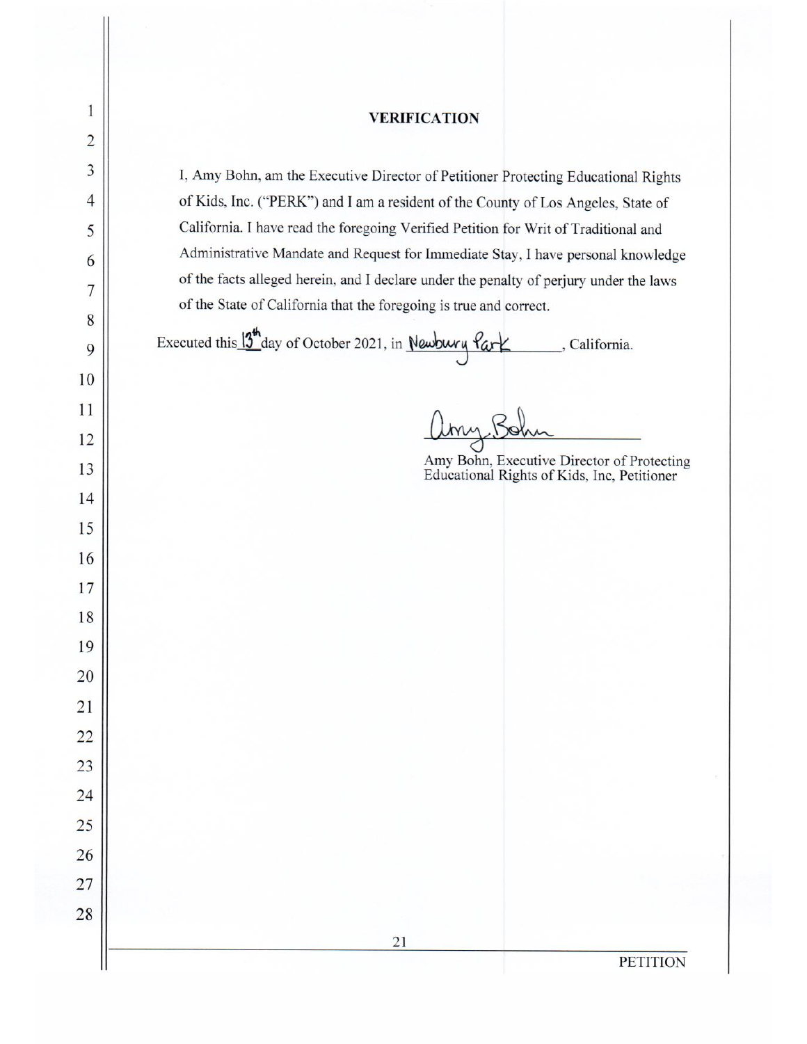## VERIFICATION

I, Amy Bohn, am the Executive Director of Petitioner Protecting Educational Rights of Kids, Inc. ("PERK") and I am a resident of the County of Los Angeles, State of California. I have read the foregoing Verified Petition for Writ of Traditional and Administrative Mandate and Request for Immediate Stay, I have personal knowledge of the facts alleged herein, and I declare under the penalty of perjury under the laws of the State of California that the foregoing is true and correct.

Executed this 13th day of October 2021, in Newbury Park, California.

Amy Bohn

Amy Bohn, Executive Director of Protecting Educational Rights of Kids, Inc, Petitioner